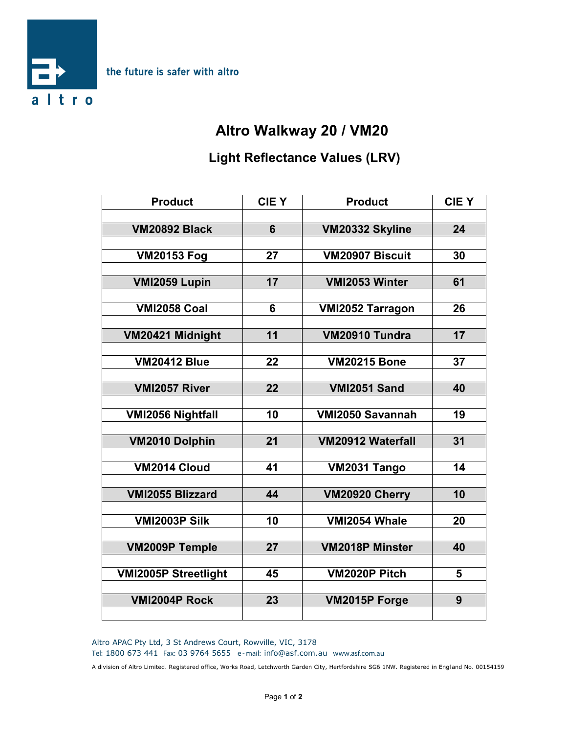the future is safer with altro

altro

# Altro Walkway 20 / VM20

## Light Reflectance Values (LRV)

| Product | CIE Y | Product | CIE Y |
|---|---|---|---|
| VM20892 Black | 6 | VM20332 Skyline | 24 |
| VM20153 Fog | 27 | VM20907 Biscuit | 30 |
| VMI2059 Lupin | 17 | VMI2053 Winter | 61 |
| VMI2058 Coal | 6 | VMI2052 Tarragon | 26 |
| VM20421 Midnight | 11 | VM20910 Tundra | 17 |
| VM20412 Blue | 22 | VM20215 Bone | 37 |
| VMI2057 River | 22 | VMI2051 Sand | 40 |
| VMI2056 Nightfall | 10 | VMI2050 Savannah | 19 |
| VM2010 Dolphin | 21 | VM20912 Waterfall | 31 |
| VM2014 Cloud | 41 | VM2031 Tango | 14 |
| VMI2055 Blizzard | 44 | VM20920 Cherry | 10 |
| VMI2003P Silk | 10 | VMI2054 Whale | 20 |
| VM2009P Temple | 27 | VM2018P Minster | 40 |
| VMI2005P Streetlight | 45 | VM2020P Pitch | 5 |
| VMI2004P Rock | 23 | VM2015P Forge | 9 |

Altro APAC Pty Ltd, 3 St Andrews Court, Rowville, VIC, 3178
Tel: 1800 673 441 Fax: 03 9764 5655 e-mail: info@asf.com.au www.asf.com.au

A division of Altro Limited. Registered office, Works Road, Letchworth Garden City, Hertfordshire SG6 1NW. Registered in England No. 00154159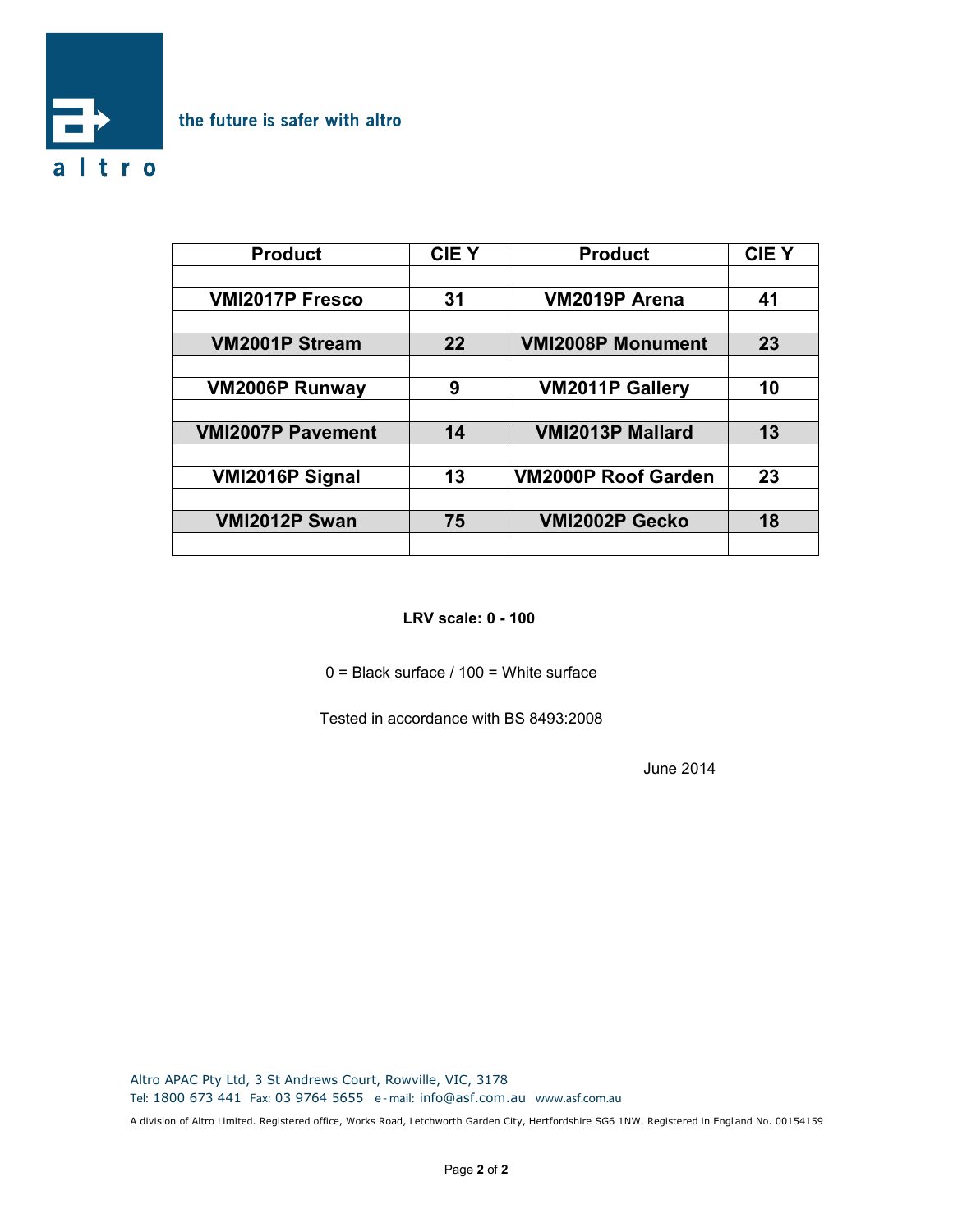the future is safer with altro

| Product | CIE Y | Product | CIE Y |
|---|---|---|---|
| | | | |
| VMI2017P Fresco | 31 | VM2019P Arena | 41 |
| | | | |
| VM2001P Stream | 22 | VMI2008P Monument | 23 |
| | | | |
| VM2006P Runway | 9 | VM2011P Gallery | 10 |
| | | | |
| VMI2007P Pavement | 14 | VMI2013P Mallard | 13 |
| | | | |
| VMI2016P Signal | 13 | VM2000P Roof Garden | 23 |
| | | | |
| VMI2012P Swan | 75 | VMI2002P Gecko | 18 |
| | | | |

**LRV scale: 0 - 100**

0 = Black surface / 100 = White surface

Tested in accordance with BS 8493:2008

June 2014

Altro APAC Pty Ltd, 3 St Andrews Court, Rowville, VIC, 3178
Tel: 1800 673 441 Fax: 03 9764 5655 e-mail: info@asf.com.au www.asf.com.au

A division of Altro Limited. Registered office, Works Road, Letchworth Garden City, Hertfordshire SG6 1NW. Registered in England No. 00154159